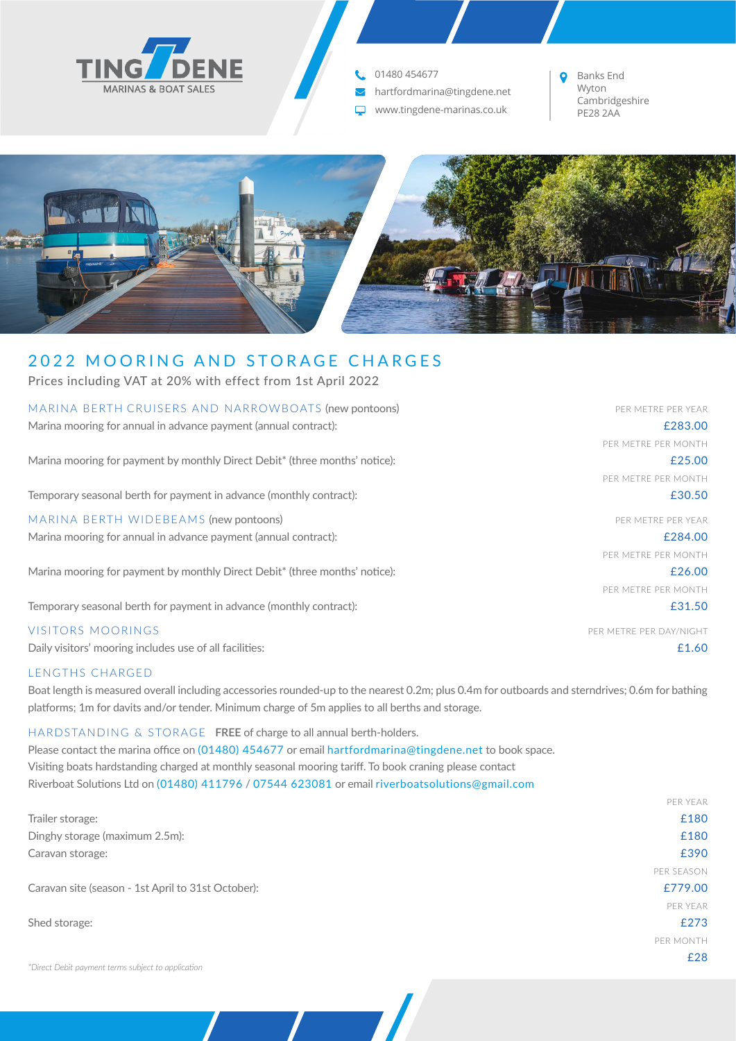TINGDENE
MARINAS & BOAT SALES

01480 454677
hartfordmarina@tingdene.net
www.tingdene-marinas.co.uk

Banks End
Wyton
Cambridgeshire
PE28 2AA

# 2022 MOORING AND STORAGE CHARGES

Prices including VAT at 20% with effect from 1st April 2022

## MARINA BERTH CRUISERS AND NARROWBOATS (new pontoons)

| | |
|---|---|
| Marina mooring for annual in advance payment (annual contract): | PER METRE PER YEAR £283.00 |
| Marina mooring for payment by monthly Direct Debit* (three months' notice): | PER METRE PER MONTH £25.00 |
| Temporary seasonal berth for payment in advance (monthly contract): | PER METRE PER MONTH £30.50 |

## MARINA BERTH WIDEBEAMS (new pontoons)

| | |
|---|---|
| Marina mooring for annual in advance payment (annual contract): | PER METRE PER YEAR £284.00 |
| Marina mooring for payment by monthly Direct Debit* (three months' notice): | PER METRE PER MONTH £26.00 |
| Temporary seasonal berth for payment in advance (monthly contract): | PER METRE PER MONTH £31.50 |

## VISITORS MOORINGS

| | |
|---|---|
| Daily visitors' mooring includes use of all facilities: | PER METRE PER DAY/NIGHT £1.60 |

## LENGTHS CHARGED

Boat length is measured overall including accessories rounded-up to the nearest 0.2m; plus 0.4m for outboards and sterndrives; 0.6m for bathing platforms; 1m for davits and/or tender. Minimum charge of 5m applies to all berths and storage.

## HARDSTANDING & STORAGE

**FREE** of charge to all annual berth-holders.
Please contact the marina office on (01480) 454677 or email hartfordmarina@tingdene.net to book space.
Visiting boats hardstanding charged at monthly seasonal mooring tariff. To book craning please contact Riverboat Solutions Ltd on (01480) 411796 / 07544 623081 or email riverboatsolutions@gmail.com

| | |
|---|---|
| Trailer storage: | PER YEAR £180 |
| Dinghy storage (maximum 2.5m): | PER YEAR £180 |
| Caravan storage: | PER YEAR £390 |
| Caravan site (season - 1st April to 31st October): | PER SEASON £779.00 |
| Shed storage: | PER YEAR £273 |
| | PER MONTH £28 |

*Direct Debit payment terms subject to application*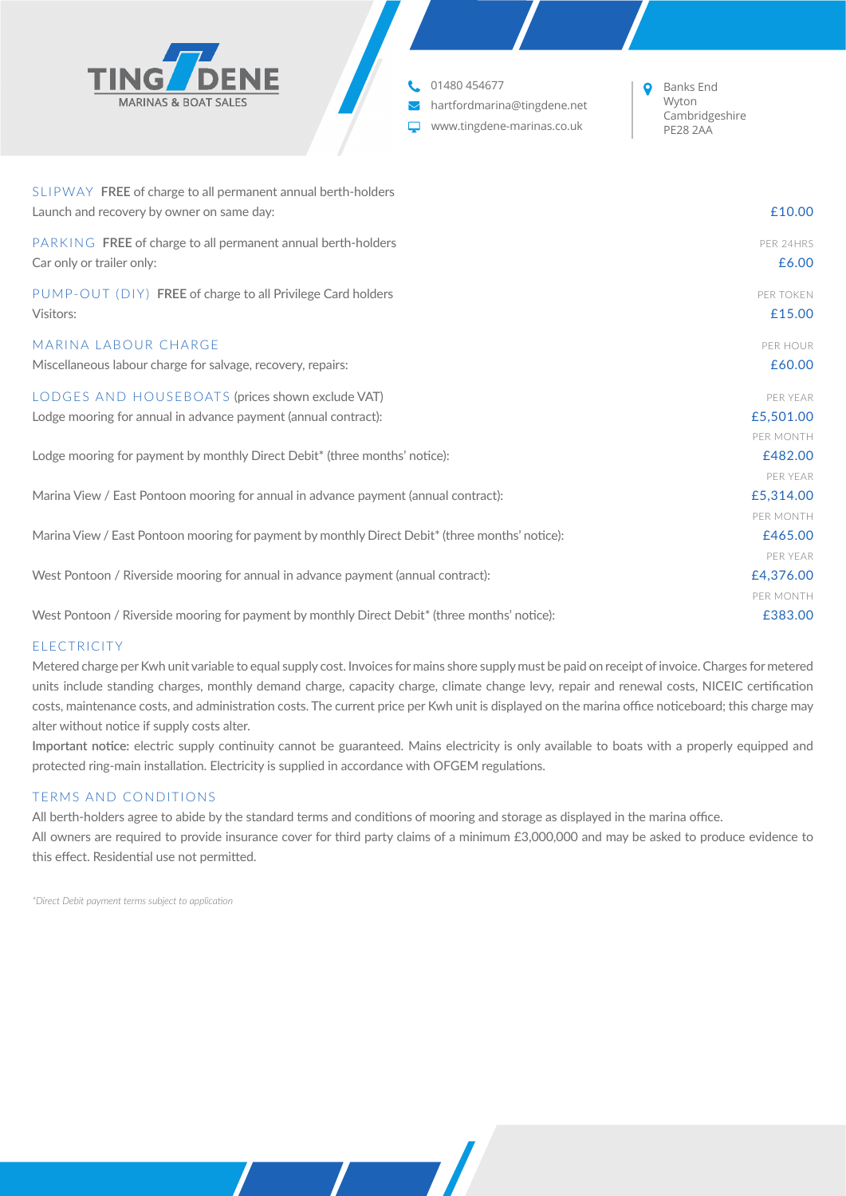TINGDENE
MARINAS & BOAT SALES

01480 454677
hartfordmarina@tingdene.net
www.tingdene-marinas.co.uk

Banks End
Wyton
Cambridgeshire
PE28 2AA

## SLIPWAY **FREE** of charge to all permanent annual berth-holders

| | |
|---|---|
| Launch and recovery by owner on same day: | £10.00 |

## PARKING **FREE** of charge to all permanent annual berth-holders

| | |
|---|---|
| Car only or trailer only: | PER 24HRS £6.00 |

## PUMP-OUT (DIY) **FREE** of charge to all Privilege Card holders

| | |
|---|---|
| Visitors: | PER TOKEN £15.00 |

## MARINA LABOUR CHARGE

| | |
|---|---|
| Miscellaneous labour charge for salvage, recovery, repairs: | PER HOUR £60.00 |

## LODGES AND HOUSEBOATS (prices shown exclude VAT)

| | |
|---|---|
| Lodge mooring for annual in advance payment (annual contract): | PER YEAR £5,501.00 |
| Lodge mooring for payment by monthly Direct Debit* (three months' notice): | PER MONTH £482.00 |
| Marina View / East Pontoon mooring for annual in advance payment (annual contract): | PER YEAR £5,314.00 |
| Marina View / East Pontoon mooring for payment by monthly Direct Debit* (three months' notice): | PER MONTH £465.00 |
| West Pontoon / Riverside mooring for annual in advance payment (annual contract): | PER YEAR £4,376.00 |
| West Pontoon / Riverside mooring for payment by monthly Direct Debit* (three months' notice): | PER MONTH £383.00 |

## ELECTRICITY

Metered charge per Kwh unit variable to equal supply cost. Invoices for mains shore supply must be paid on receipt of invoice. Charges for metered units include standing charges, monthly demand charge, capacity charge, climate change levy, repair and renewal costs, NICEIC certification costs, maintenance costs, and administration costs. The current price per Kwh unit is displayed on the marina office noticeboard; this charge may alter without notice if supply costs alter.

**Important notice:** electric supply continuity cannot be guaranteed. Mains electricity is only available to boats with a properly equipped and protected ring-main installation. Electricity is supplied in accordance with OFGEM regulations.

## TERMS AND CONDITIONS

All berth-holders agree to abide by the standard terms and conditions of mooring and storage as displayed in the marina office.

All owners are required to provide insurance cover for third party claims of a minimum £3,000,000 and may be asked to produce evidence to this effect. Residential use not permitted.

*\*Direct Debit payment terms subject to application*